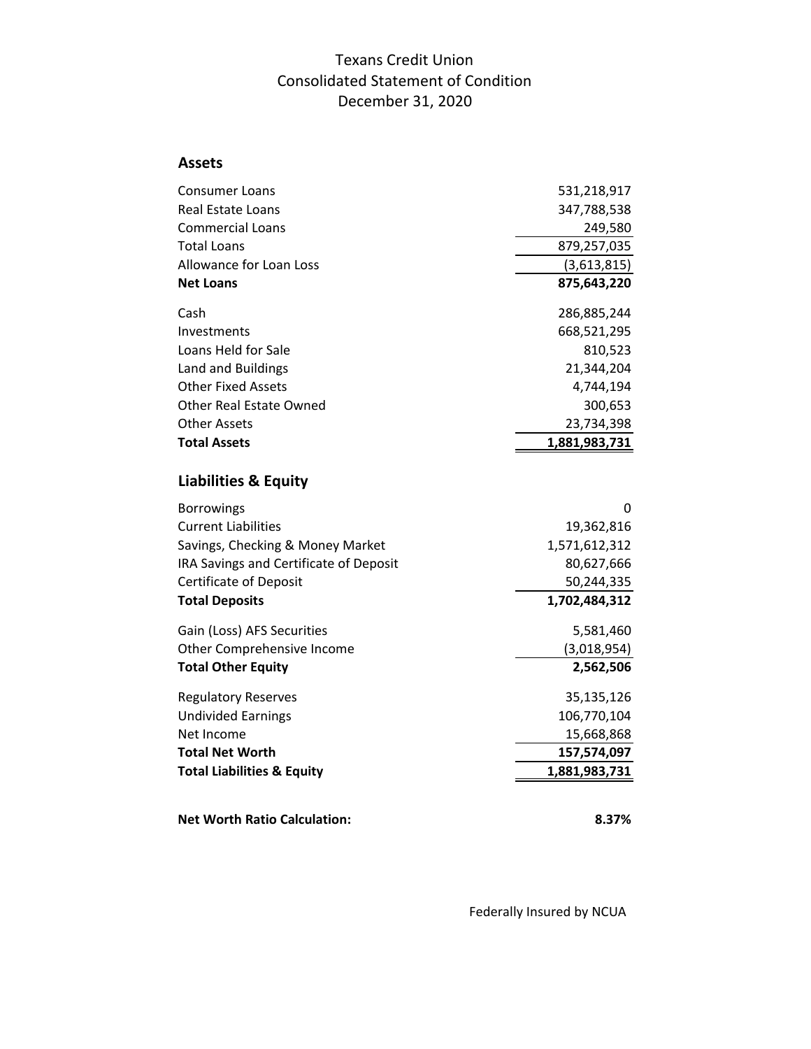# Texans Credit Union
## Consolidated Statement of Condition
### December 31, 2020

## Assets

| | |
|---|---:|
| Consumer Loans | 531,218,917 |
| Real Estate Loans | 347,788,538 |
| Commercial Loans | 249,580 |
| Total Loans | 879,257,035 |
| Allowance for Loan Loss | (3,613,815) |
| **Net Loans** | **875,643,220** |
| Cash | 286,885,244 |
| Investments | 668,521,295 |
| Loans Held for Sale | 810,523 |
| Land and Buildings | 21,344,204 |
| Other Fixed Assets | 4,744,194 |
| Other Real Estate Owned | 300,653 |
| Other Assets | 23,734,398 |
| **Total Assets** | **1,881,983,731** |

## Liabilities & Equity

| | |
|---|---:|
| Borrowings | 0 |
| Current Liabilities | 19,362,816 |
| Savings, Checking & Money Market | 1,571,612,312 |
| IRA Savings and Certificate of Deposit | 80,627,666 |
| Certificate of Deposit | 50,244,335 |
| **Total Deposits** | **1,702,484,312** |
| Gain (Loss) AFS Securities | 5,581,460 |
| Other Comprehensive Income | (3,018,954) |
| **Total Other Equity** | **2,562,506** |
| Regulatory Reserves | 35,135,126 |
| Undivided Earnings | 106,770,104 |
| Net Income | 15,668,868 |
| **Total Net Worth** | **157,574,097** |
| **Total Liabilities & Equity** | **1,881,983,731** |

**Net Worth Ratio Calculation:** **8.37%**

Federally Insured by NCUA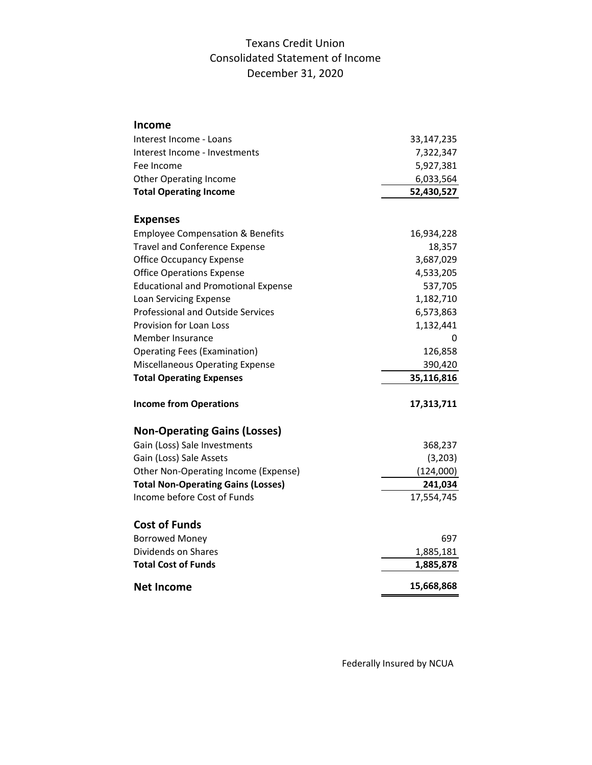# Texans Credit Union
## Consolidated Statement of Income
### December 31, 2020

| | |
|---|---|
| **Income** | |
| Interest Income - Loans | 33,147,235 |
| Interest Income - Investments | 7,322,347 |
| Fee Income | 5,927,381 |
| Other Operating Income | 6,033,564 |
| **Total Operating Income** | **52,430,527** |
| | |
| **Expenses** | |
| Employee Compensation & Benefits | 16,934,228 |
| Travel and Conference Expense | 18,357 |
| Office Occupancy Expense | 3,687,029 |
| Office Operations Expense | 4,533,205 |
| Educational and Promotional Expense | 537,705 |
| Loan Servicing Expense | 1,182,710 |
| Professional and Outside Services | 6,573,863 |
| Provision for Loan Loss | 1,132,441 |
| Member Insurance | 0 |
| Operating Fees (Examination) | 126,858 |
| Miscellaneous Operating Expense | 390,420 |
| **Total Operating Expenses** | **35,116,816** |
| | |
| **Income from Operations** | **17,313,711** |
| | |
| **Non-Operating Gains (Losses)** | |
| Gain (Loss) Sale Investments | 368,237 |
| Gain (Loss) Sale Assets | (3,203) |
| Other Non-Operating Income (Expense) | (124,000) |
| **Total Non-Operating Gains (Losses)** | **241,034** |
| Income before Cost of Funds | 17,554,745 |
| | |
| **Cost of Funds** | |
| Borrowed Money | 697 |
| Dividends on Shares | 1,885,181 |
| **Total Cost of Funds** | **1,885,878** |
| | |
| **Net Income** | **15,668,868** |

Federally Insured by NCUA